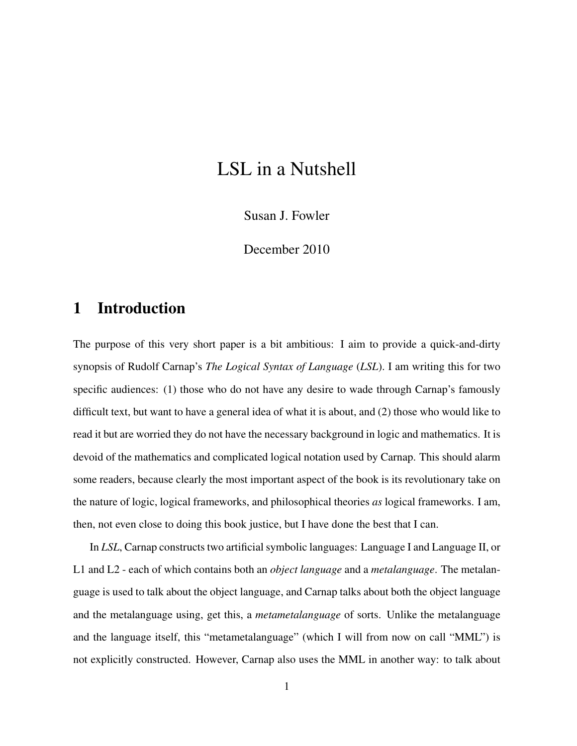# LSL in a Nutshell

Susan J. Fowler

December 2010

## 1 Introduction

The purpose of this very short paper is a bit ambitious: I aim to provide a quick-and-dirty synopsis of Rudolf Carnap's *The Logical Syntax of Language* (*LSL*). I am writing this for two specific audiences: (1) those who do not have any desire to wade through Carnap's famously difficult text, but want to have a general idea of what it is about, and (2) those who would like to read it but are worried they do not have the necessary background in logic and mathematics. It is devoid of the mathematics and complicated logical notation used by Carnap. This should alarm some readers, because clearly the most important aspect of the book is its revolutionary take on the nature of logic, logical frameworks, and philosophical theories *as* logical frameworks. I am, then, not even close to doing this book justice, but I have done the best that I can.

In *LSL*, Carnap constructs two artificial symbolic languages: Language I and Language II, or L1 and L2 - each of which contains both an *object language* and a *metalanguage*. The metalanguage is used to talk about the object language, and Carnap talks about both the object language and the metalanguage using, get this, a *metametalanguage* of sorts. Unlike the metalanguage and the language itself, this "metametalanguage" (which I will from now on call "MML") is not explicitly constructed. However, Carnap also uses the MML in another way: to talk about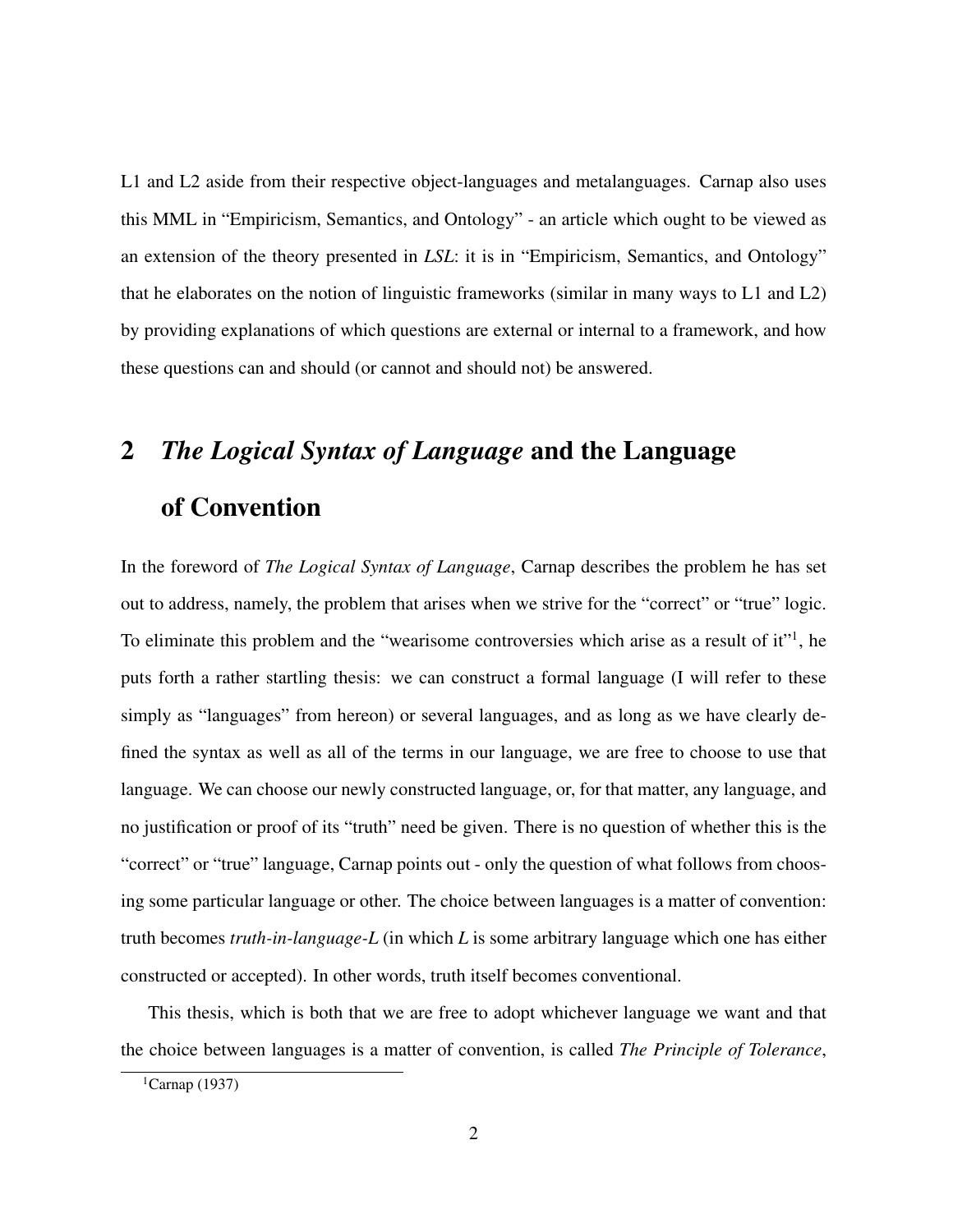L1 and L2 aside from their respective object-languages and metalanguages. Carnap also uses this MML in "Empiricism, Semantics, and Ontology" - an article which ought to be viewed as an extension of the theory presented in *LSL*: it is in "Empiricism, Semantics, and Ontology" that he elaborates on the notion of linguistic frameworks (similar in many ways to L1 and L2) by providing explanations of which questions are external or internal to a framework, and how these questions can and should (or cannot and should not) be answered.

## 2 *The Logical Syntax of Language* and the Language of Convention

In the foreword of *The Logical Syntax of Language*, Carnap describes the problem he has set out to address, namely, the problem that arises when we strive for the "correct" or "true" logic. To eliminate this problem and the "wearisome controversies which arise as a result of it"[1], he puts forth a rather startling thesis: we can construct a formal language (I will refer to these simply as "languages" from hereon) or several languages, and as long as we have clearly defined the syntax as well as all of the terms in our language, we are free to choose to use that language. We can choose our newly constructed language, or, for that matter, any language, and no justification or proof of its "truth" need be given. There is no question of whether this is the "correct" or "true" language, Carnap points out - only the question of what follows from choosing some particular language or other. The choice between languages is a matter of convention: truth becomes *truth-in-language-L* (in which *L* is some arbitrary language which one has either constructed or accepted). In other words, truth itself becomes conventional.

This thesis, which is both that we are free to adopt whichever language we want and that the choice between languages is a matter of convention, is called *The Principle of Tolerance*,

[1] Carnap (1937)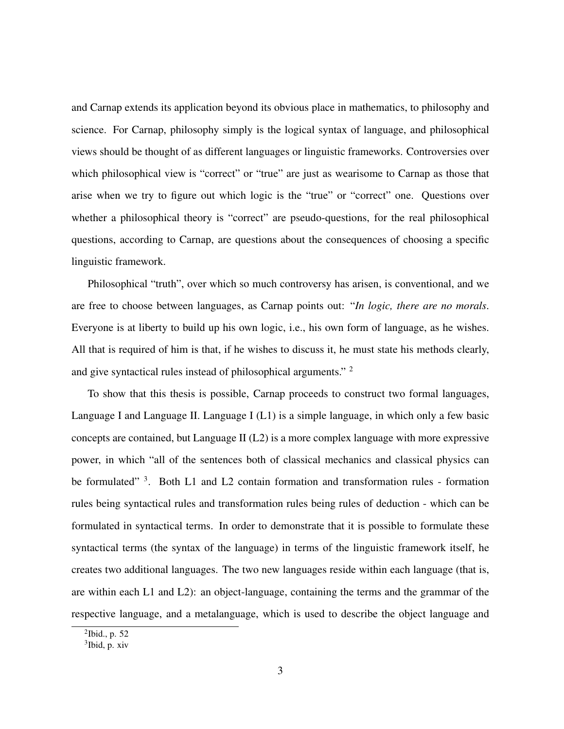and Carnap extends its application beyond its obvious place in mathematics, to philosophy and science. For Carnap, philosophy simply is the logical syntax of language, and philosophical views should be thought of as different languages or linguistic frameworks. Controversies over which philosophical view is "correct" or "true" are just as wearisome to Carnap as those that arise when we try to figure out which logic is the "true" or "correct" one. Questions over whether a philosophical theory is "correct" are pseudo-questions, for the real philosophical questions, according to Carnap, are questions about the consequences of choosing a specific linguistic framework.

Philosophical "truth", over which so much controversy has arisen, is conventional, and we are free to choose between languages, as Carnap points out: "*In logic, there are no morals*. Everyone is at liberty to build up his own logic, i.e., his own form of language, as he wishes. All that is required of him is that, if he wishes to discuss it, he must state his methods clearly, and give syntactical rules instead of philosophical arguments." [2]

To show that this thesis is possible, Carnap proceeds to construct two formal languages, Language I and Language II. Language I (L1) is a simple language, in which only a few basic concepts are contained, but Language II (L2) is a more complex language with more expressive power, in which "all of the sentences both of classical mechanics and classical physics can be formulated" [3]. Both L1 and L2 contain formation and transformation rules - formation rules being syntactical rules and transformation rules being rules of deduction - which can be formulated in syntactical terms. In order to demonstrate that it is possible to formulate these syntactical terms (the syntax of the language) in terms of the linguistic framework itself, he creates two additional languages. The two new languages reside within each language (that is, are within each L1 and L2): an object-language, containing the terms and the grammar of the respective language, and a metalanguage, which is used to describe the object language and

[2] Ibid., p. 52

[3] Ibid, p. xiv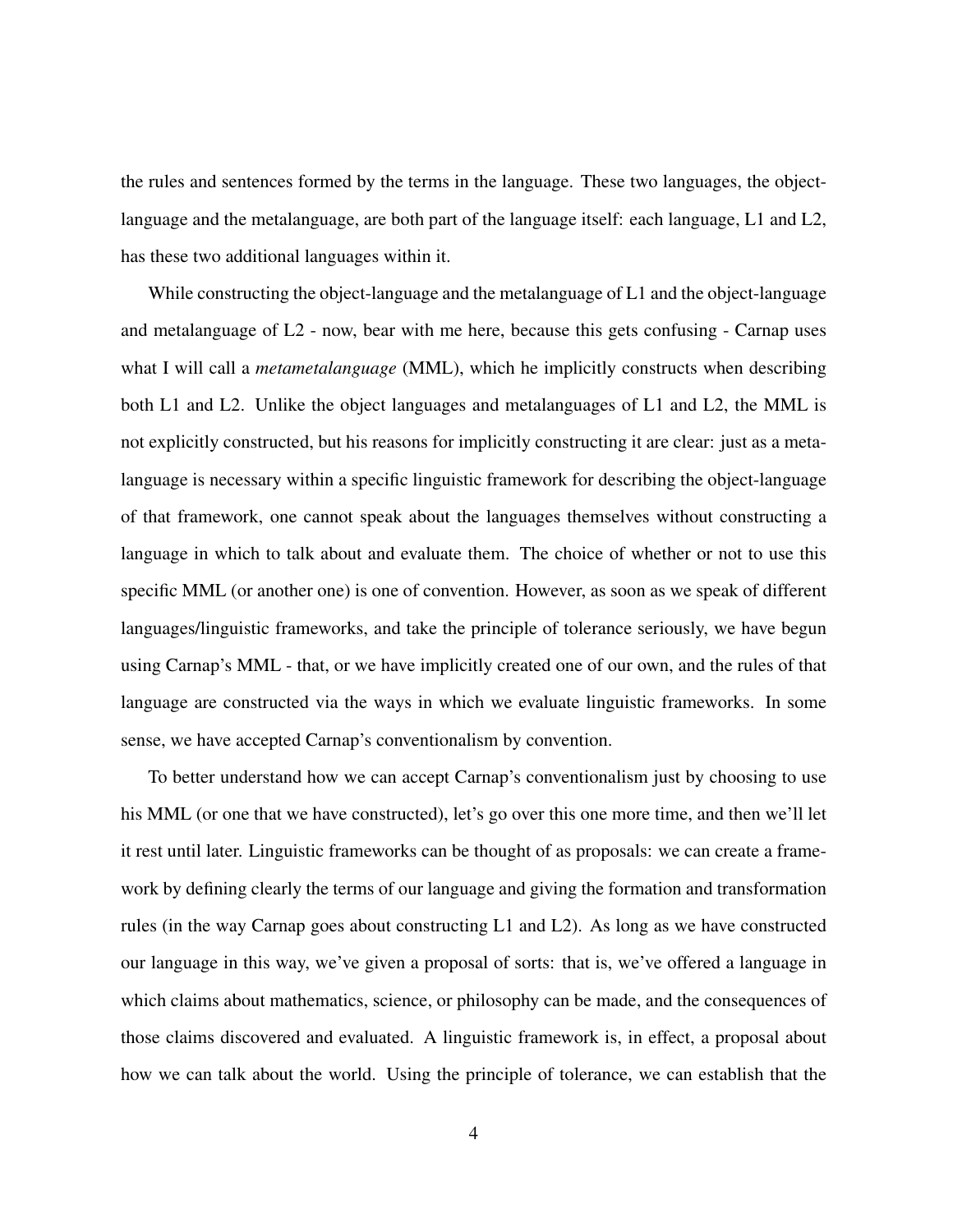the rules and sentences formed by the terms in the language. These two languages, the object-language and the metalanguage, are both part of the language itself: each language, L1 and L2, has these two additional languages within it.

While constructing the object-language and the metalanguage of L1 and the object-language and metalanguage of L2 - now, bear with me here, because this gets confusing - Carnap uses what I will call a *metametalanguage* (MML), which he implicitly constructs when describing both L1 and L2. Unlike the object languages and metalanguages of L1 and L2, the MML is not explicitly constructed, but his reasons for implicitly constructing it are clear: just as a metalanguage is necessary within a specific linguistic framework for describing the object-language of that framework, one cannot speak about the languages themselves without constructing a language in which to talk about and evaluate them. The choice of whether or not to use this specific MML (or another one) is one of convention. However, as soon as we speak of different languages/linguistic frameworks, and take the principle of tolerance seriously, we have begun using Carnap's MML - that, or we have implicitly created one of our own, and the rules of that language are constructed via the ways in which we evaluate linguistic frameworks. In some sense, we have accepted Carnap's conventionalism by convention.

To better understand how we can accept Carnap's conventionalism just by choosing to use his MML (or one that we have constructed), let's go over this one more time, and then we'll let it rest until later. Linguistic frameworks can be thought of as proposals: we can create a framework by defining clearly the terms of our language and giving the formation and transformation rules (in the way Carnap goes about constructing L1 and L2). As long as we have constructed our language in this way, we've given a proposal of sorts: that is, we've offered a language in which claims about mathematics, science, or philosophy can be made, and the consequences of those claims discovered and evaluated. A linguistic framework is, in effect, a proposal about how we can talk about the world. Using the principle of tolerance, we can establish that the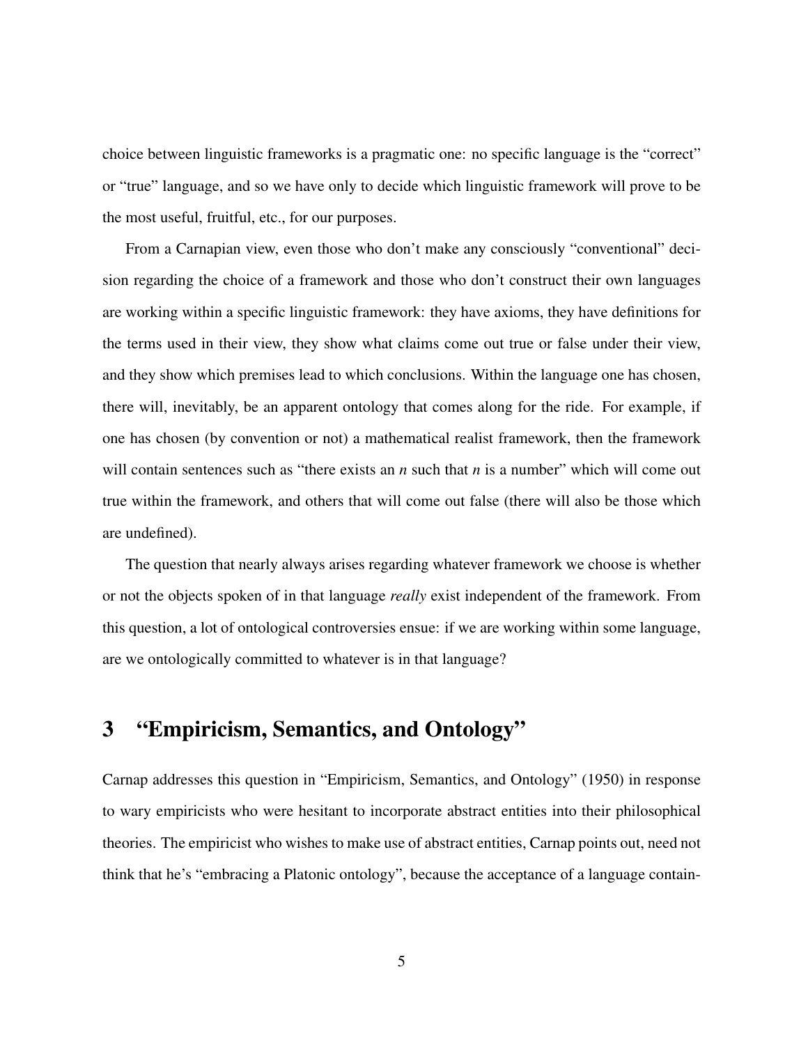choice between linguistic frameworks is a pragmatic one: no specific language is the "correct" or "true" language, and so we have only to decide which linguistic framework will prove to be the most useful, fruitful, etc., for our purposes.

From a Carnapian view, even those who don't make any consciously "conventional" decision regarding the choice of a framework and those who don't construct their own languages are working within a specific linguistic framework: they have axioms, they have definitions for the terms used in their view, they show what claims come out true or false under their view, and they show which premises lead to which conclusions. Within the language one has chosen, there will, inevitably, be an apparent ontology that comes along for the ride. For example, if one has chosen (by convention or not) a mathematical realist framework, then the framework will contain sentences such as "there exists an $n$ such that $n$ is a number" which will come out true within the framework, and others that will come out false (there will also be those which are undefined).

The question that nearly always arises regarding whatever framework we choose is whether or not the objects spoken of in that language *really* exist independent of the framework. From this question, a lot of ontological controversies ensue: if we are working within some language, are we ontologically committed to whatever is in that language?

## 3 "Empiricism, Semantics, and Ontology"

Carnap addresses this question in "Empiricism, Semantics, and Ontology" (1950) in response to wary empiricists who were hesitant to incorporate abstract entities into their philosophical theories. The empiricist who wishes to make use of abstract entities, Carnap points out, need not think that he's "embracing a Platonic ontology", because the acceptance of a language contain-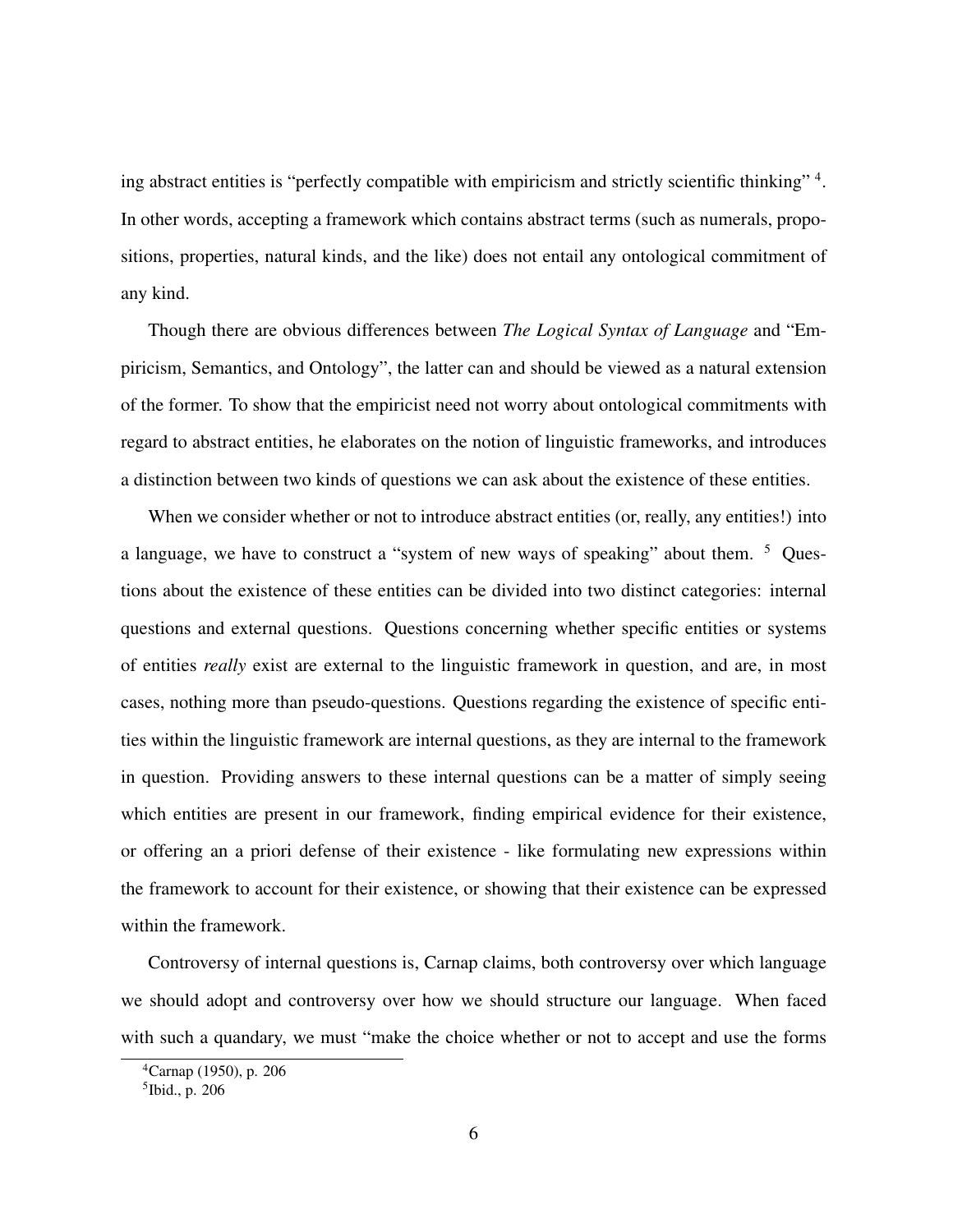ing abstract entities is "perfectly compatible with empiricism and strictly scientific thinking" [4]. In other words, accepting a framework which contains abstract terms (such as numerals, propositions, properties, natural kinds, and the like) does not entail any ontological commitment of any kind.

Though there are obvious differences between *The Logical Syntax of Language* and "Empiricism, Semantics, and Ontology", the latter can and should be viewed as a natural extension of the former. To show that the empiricist need not worry about ontological commitments with regard to abstract entities, he elaborates on the notion of linguistic frameworks, and introduces a distinction between two kinds of questions we can ask about the existence of these entities.

When we consider whether or not to introduce abstract entities (or, really, any entities!) into a language, we have to construct a "system of new ways of speaking" about them. [5] Questions about the existence of these entities can be divided into two distinct categories: internal questions and external questions. Questions concerning whether specific entities or systems of entities *really* exist are external to the linguistic framework in question, and are, in most cases, nothing more than pseudo-questions. Questions regarding the existence of specific entities within the linguistic framework are internal questions, as they are internal to the framework in question. Providing answers to these internal questions can be a matter of simply seeing which entities are present in our framework, finding empirical evidence for their existence, or offering an a priori defense of their existence - like formulating new expressions within the framework to account for their existence, or showing that their existence can be expressed within the framework.

Controversy of internal questions is, Carnap claims, both controversy over which language we should adopt and controversy over how we should structure our language. When faced with such a quandary, we must "make the choice whether or not to accept and use the forms

[4] Carnap (1950), p. 206

[5] Ibid., p. 206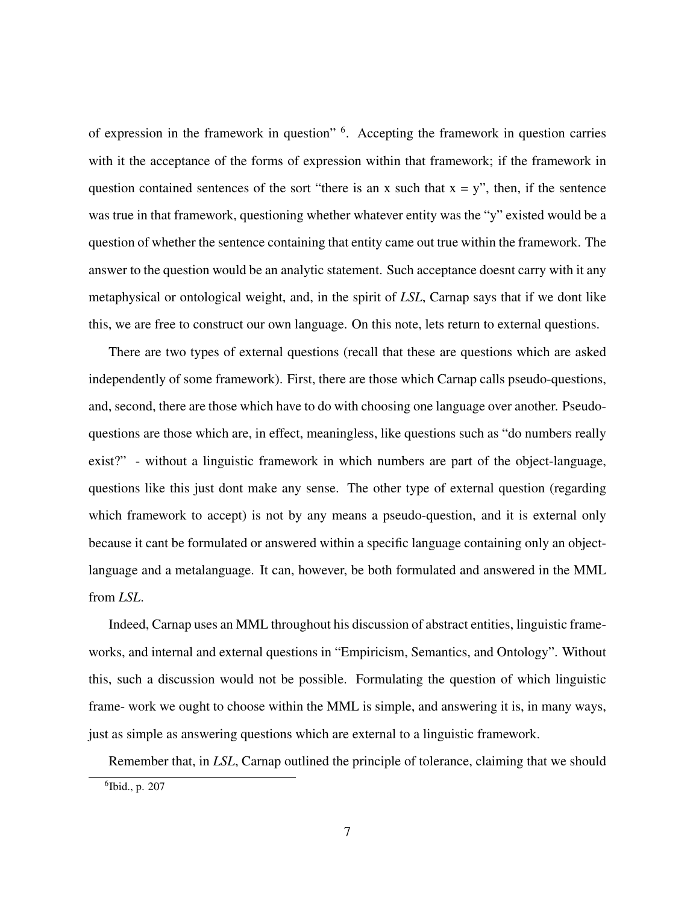of expression in the framework in question" [6]. Accepting the framework in question carries with it the acceptance of the forms of expression within that framework; if the framework in question contained sentences of the sort "there is an x such that x = y", then, if the sentence was true in that framework, questioning whether whatever entity was the "y" existed would be a question of whether the sentence containing that entity came out true within the framework. The answer to the question would be an analytic statement. Such acceptance doesnt carry with it any metaphysical or ontological weight, and, in the spirit of *LSL*, Carnap says that if we dont like this, we are free to construct our own language. On this note, lets return to external questions.

There are two types of external questions (recall that these are questions which are asked independently of some framework). First, there are those which Carnap calls pseudo-questions, and, second, there are those which have to do with choosing one language over another. Pseudo-questions are those which are, in effect, meaningless, like questions such as "do numbers really exist?" - without a linguistic framework in which numbers are part of the object-language, questions like this just dont make any sense. The other type of external question (regarding which framework to accept) is not by any means a pseudo-question, and it is external only because it cant be formulated or answered within a specific language containing only an object-language and a metalanguage. It can, however, be both formulated and answered in the MML from *LSL*.

Indeed, Carnap uses an MML throughout his discussion of abstract entities, linguistic frameworks, and internal and external questions in "Empiricism, Semantics, and Ontology". Without this, such a discussion would not be possible. Formulating the question of which linguistic frame- work we ought to choose within the MML is simple, and answering it is, in many ways, just as simple as answering questions which are external to a linguistic framework.

Remember that, in *LSL*, Carnap outlined the principle of tolerance, claiming that we should

[6] Ibid., p. 207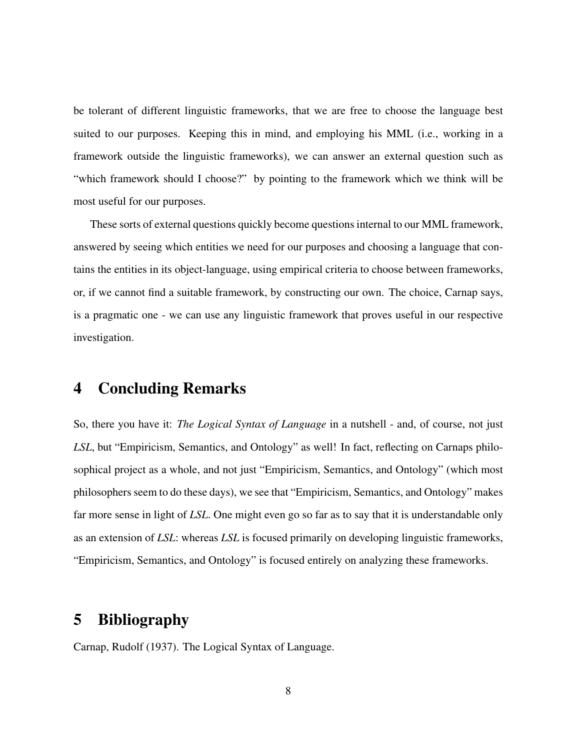be tolerant of different linguistic frameworks, that we are free to choose the language best suited to our purposes. Keeping this in mind, and employing his MML (i.e., working in a framework outside the linguistic frameworks), we can answer an external question such as "which framework should I choose?" by pointing to the framework which we think will be most useful for our purposes.

These sorts of external questions quickly become questions internal to our MML framework, answered by seeing which entities we need for our purposes and choosing a language that contains the entities in its object-language, using empirical criteria to choose between frameworks, or, if we cannot find a suitable framework, by constructing our own. The choice, Carnap says, is a pragmatic one - we can use any linguistic framework that proves useful in our respective investigation.

## 4 Concluding Remarks

So, there you have it: *The Logical Syntax of Language* in a nutshell - and, of course, not just *LSL*, but "Empiricism, Semantics, and Ontology" as well! In fact, reflecting on Carnaps philosophical project as a whole, and not just "Empiricism, Semantics, and Ontology" (which most philosophers seem to do these days), we see that "Empiricism, Semantics, and Ontology" makes far more sense in light of *LSL*. One might even go so far as to say that it is understandable only as an extension of *LSL*: whereas *LSL* is focused primarily on developing linguistic frameworks, "Empiricism, Semantics, and Ontology" is focused entirely on analyzing these frameworks.

## 5 Bibliography

Carnap, Rudolf (1937). The Logical Syntax of Language.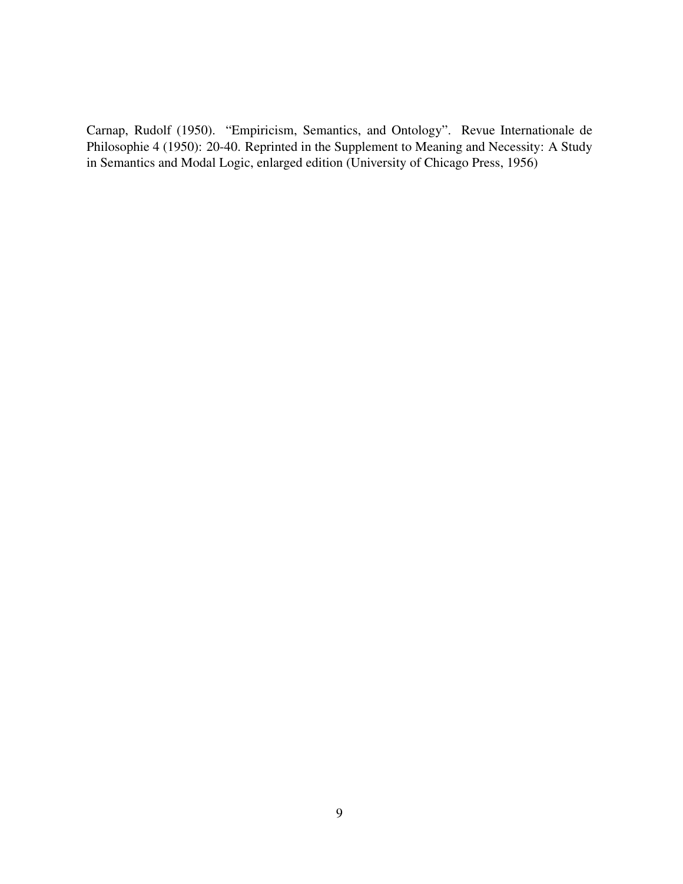Carnap, Rudolf (1950). "Empiricism, Semantics, and Ontology". Revue Internationale de Philosophie 4 (1950): 20-40. Reprinted in the Supplement to Meaning and Necessity: A Study in Semantics and Modal Logic, enlarged edition (University of Chicago Press, 1956)